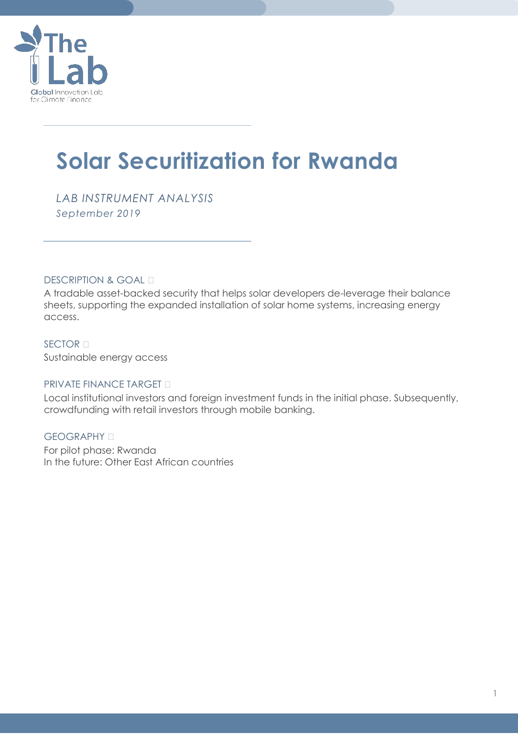# Solar Securitization for Rwanda

*LAB INSTRUMENT ANALYSIS*
*September 2019*

## DESCRIPTION & GOAL

A tradable asset-backed security that helps solar developers de-leverage their balance sheets, supporting the expanded installation of solar home systems, increasing energy access.

## SECTOR

Sustainable energy access

## PRIVATE FINANCE TARGET

Local institutional investors and foreign investment funds in the initial phase. Subsequently, crowdfunding with retail investors through mobile banking.

## GEOGRAPHY

For pilot phase: Rwanda
In the future: Other East African countries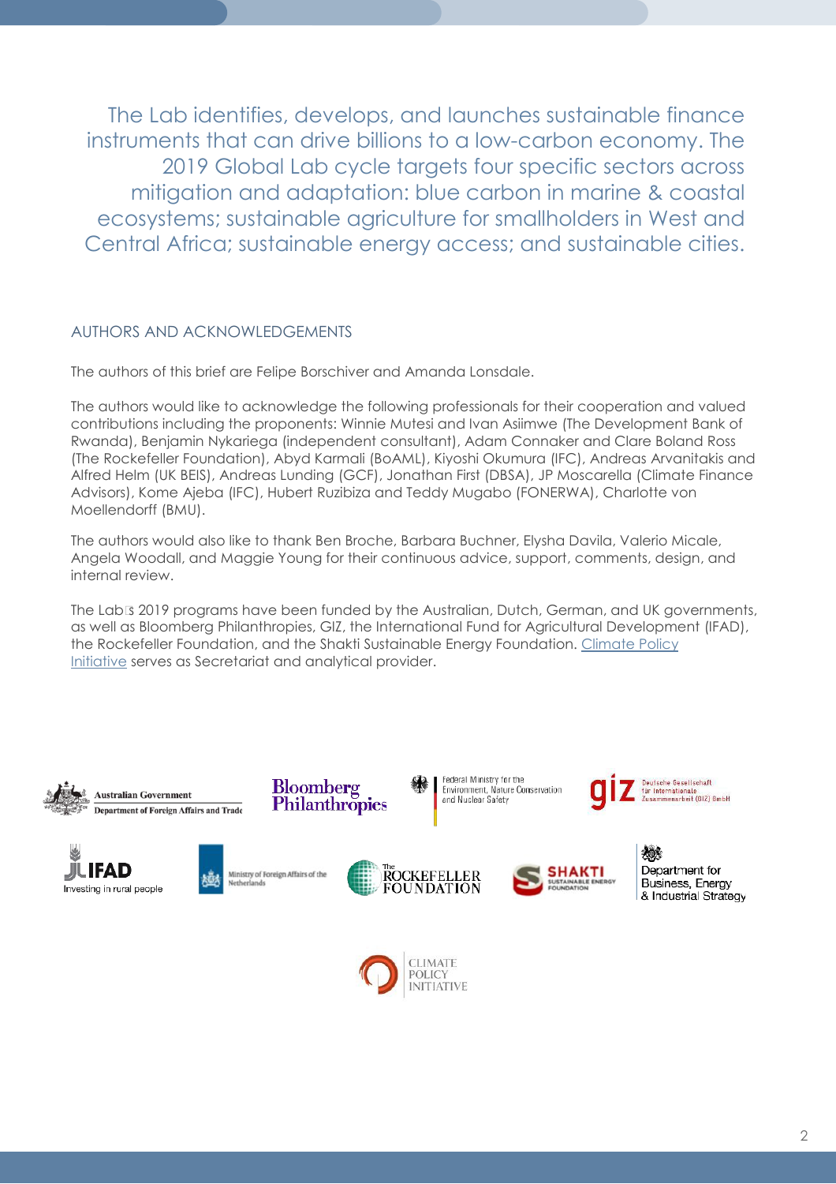The Lab identifies, develops, and launches sustainable finance instruments that can drive billions to a low-carbon economy. The 2019 Global Lab cycle targets four specific sectors across mitigation and adaptation: blue carbon in marine & coastal ecosystems; sustainable agriculture for smallholders in West and Central Africa; sustainable energy access; and sustainable cities.

## AUTHORS AND ACKNOWLEDGEMENTS

The authors of this brief are Felipe Borschiver and Amanda Lonsdale.

The authors would like to acknowledge the following professionals for their cooperation and valued contributions including the proponents: Winnie Mutesi and Ivan Asiimwe (The Development Bank of Rwanda), Benjamin Nykariega (independent consultant), Adam Connaker and Clare Boland Ross (The Rockefeller Foundation), Abyd Karmali (BoAML), Kiyoshi Okumura (IFC), Andreas Arvanitakis and Alfred Helm (UK BEIS), Andreas Lunding (GCF), Jonathan First (DBSA), JP Moscarella (Climate Finance Advisors), Kome Ajeba (IFC), Hubert Ruzibiza and Teddy Mugabo (FONERWA), Charlotte von Moellendorff (BMU).

The authors would also like to thank Ben Broche, Barbara Buchner, Elysha Davila, Valerio Micale, Angela Woodall, and Maggie Young for their continuous advice, support, comments, design, and internal review.

The Lab's 2019 programs have been funded by the Australian, Dutch, German, and UK governments, as well as Bloomberg Philanthropies, GIZ, the International Fund for Agricultural Development (IFAD), the Rockefeller Foundation, and the Shakti Sustainable Energy Foundation. [Climate Policy Initiative] serves as Secretariat and analytical provider.

Australian Government Department of Foreign Affairs and Trade | Bloomberg Philanthropies | Federal Ministry for the Environment, Nature Conservation and Nuclear Safety | giz Deutsche Gesellschaft für Internationale Zusammenarbeit (GIZ) GmbH | IFAD Investing in rural people | Ministry of Foreign Affairs of the Netherlands | The Rockefeller Foundation | Shakti Sustainable Energy Foundation | Department for Business, Energy & Industrial Strategy | Climate Policy Initiative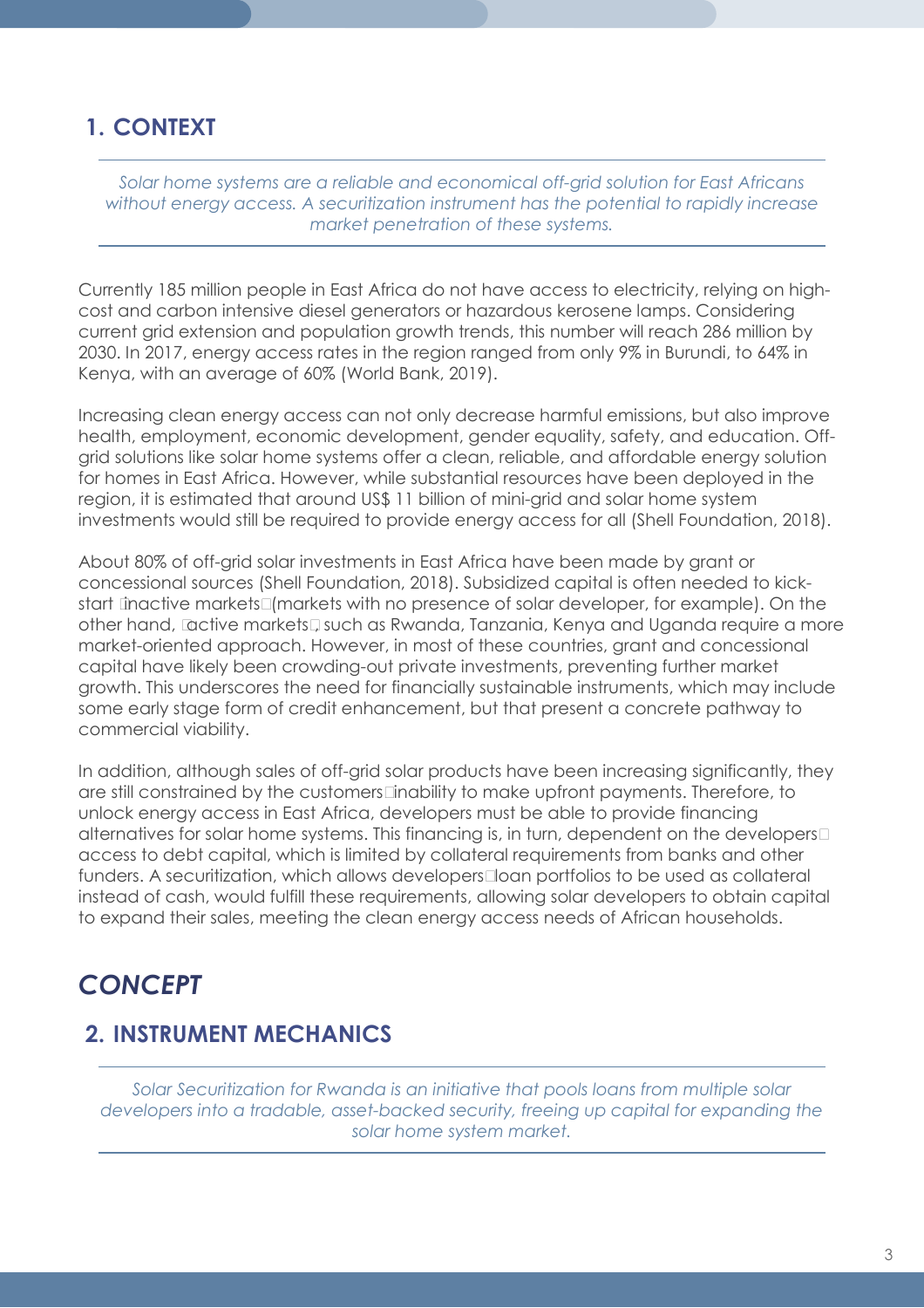## 1. CONTEXT

*Solar home systems are a reliable and economical off-grid solution for East Africans without energy access. A securitization instrument has the potential to rapidly increase market penetration of these systems.*

Currently 185 million people in East Africa do not have access to electricity, relying on high-cost and carbon intensive diesel generators or hazardous kerosene lamps. Considering current grid extension and population growth trends, this number will reach 286 million by 2030. In 2017, energy access rates in the region ranged from only 9% in Burundi, to 64% in Kenya, with an average of 60% (World Bank, 2019).

Increasing clean energy access can not only decrease harmful emissions, but also improve health, employment, economic development, gender equality, safety, and education. Off-grid solutions like solar home systems offer a clean, reliable, and affordable energy solution for homes in East Africa. However, while substantial resources have been deployed in the region, it is estimated that around US$ 11 billion of mini-grid and solar home system investments would still be required to provide energy access for all (Shell Foundation, 2018).

About 80% of off-grid solar investments in East Africa have been made by grant or concessional sources (Shell Foundation, 2018). Subsidized capital is often needed to kick-start "inactive markets" (markets with no presence of solar developer, for example). On the other hand, "active markets", such as Rwanda, Tanzania, Kenya and Uganda require a more market-oriented approach. However, in most of these countries, grant and concessional capital have likely been crowding-out private investments, preventing further market growth. This underscores the need for financially sustainable instruments, which may include some early stage form of credit enhancement, but that present a concrete pathway to commercial viability.

In addition, although sales of off-grid solar products have been increasing significantly, they are still constrained by the customers' inability to make upfront payments. Therefore, to unlock energy access in East Africa, developers must be able to provide financing alternatives for solar home systems. This financing is, in turn, dependent on the developers' access to debt capital, which is limited by collateral requirements from banks and other funders. A securitization, which allows developers' loan portfolios to be used as collateral instead of cash, would fulfill these requirements, allowing solar developers to obtain capital to expand their sales, meeting the clean energy access needs of African households.

# *CONCEPT*

## 2. INSTRUMENT MECHANICS

*Solar Securitization for Rwanda is an initiative that pools loans from multiple solar developers into a tradable, asset-backed security, freeing up capital for expanding the solar home system market.*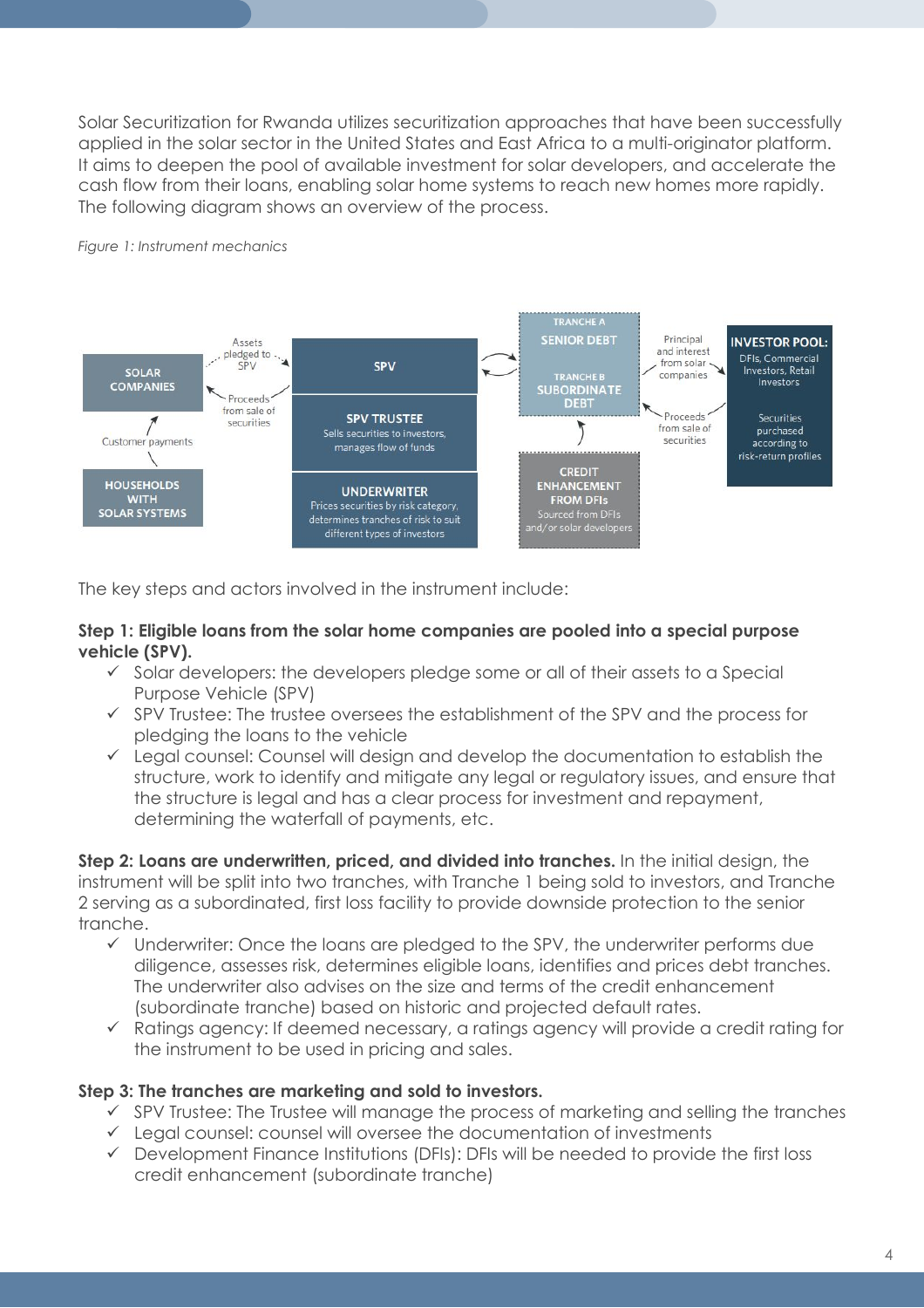Solar Securitization for Rwanda utilizes securitization approaches that have been successfully applied in the solar sector in the United States and East Africa to a multi-originator platform. It aims to deepen the pool of available investment for solar developers, and accelerate the cash flow from their loans, enabling solar home systems to reach new homes more rapidly. The following diagram shows an overview of the process.

*Figure 1: Instrument mechanics*

SOLAR COMPANIES

Assets pledged to SPV

Proceeds from sale of securities

Customer payments

HOUSEHOLDS WITH SOLAR SYSTEMS

SPV

SPV TRUSTEE
Sells securities to investors, manages flow of funds

UNDERWRITER
Prices securities by risk category, determines tranches of risk to suit different types of investors

TRANCHE A
SENIOR DEBT

TRANCHE B
SUBORDINATE DEBT

CREDIT ENHANCEMENT FROM DFIs
Sourced from DFIs and/or solar developers

Principal and interest from solar companies

Proceeds from sale of securities

INVESTOR POOL:
DFIs, Commercial Investors, Retail Investors

Securities purchased according to risk-return profiles

The key steps and actors involved in the instrument include:

**Step 1: Eligible loans from the solar home companies are pooled into a special purpose vehicle (SPV).**

- ✓ Solar developers: the developers pledge some or all of their assets to a Special Purpose Vehicle (SPV)
- ✓ SPV Trustee: The trustee oversees the establishment of the SPV and the process for pledging the loans to the vehicle
- ✓ Legal counsel: Counsel will design and develop the documentation to establish the structure, work to identify and mitigate any legal or regulatory issues, and ensure that the structure is legal and has a clear process for investment and repayment, determining the waterfall of payments, etc.

**Step 2: Loans are underwritten, priced, and divided into tranches.** In the initial design, the instrument will be split into two tranches, with Tranche 1 being sold to investors, and Tranche 2 serving as a subordinated, first loss facility to provide downside protection to the senior tranche.

- ✓ Underwriter: Once the loans are pledged to the SPV, the underwriter performs due diligence, assesses risk, determines eligible loans, identifies and prices debt tranches. The underwriter also advises on the size and terms of the credit enhancement (subordinate tranche) based on historic and projected default rates.
- ✓ Ratings agency: If deemed necessary, a ratings agency will provide a credit rating for the instrument to be used in pricing and sales.

**Step 3: The tranches are marketing and sold to investors.**

- ✓ SPV Trustee: The Trustee will manage the process of marketing and selling the tranches
- ✓ Legal counsel: counsel will oversee the documentation of investments
- ✓ Development Finance Institutions (DFIs): DFIs will be needed to provide the first loss credit enhancement (subordinate tranche)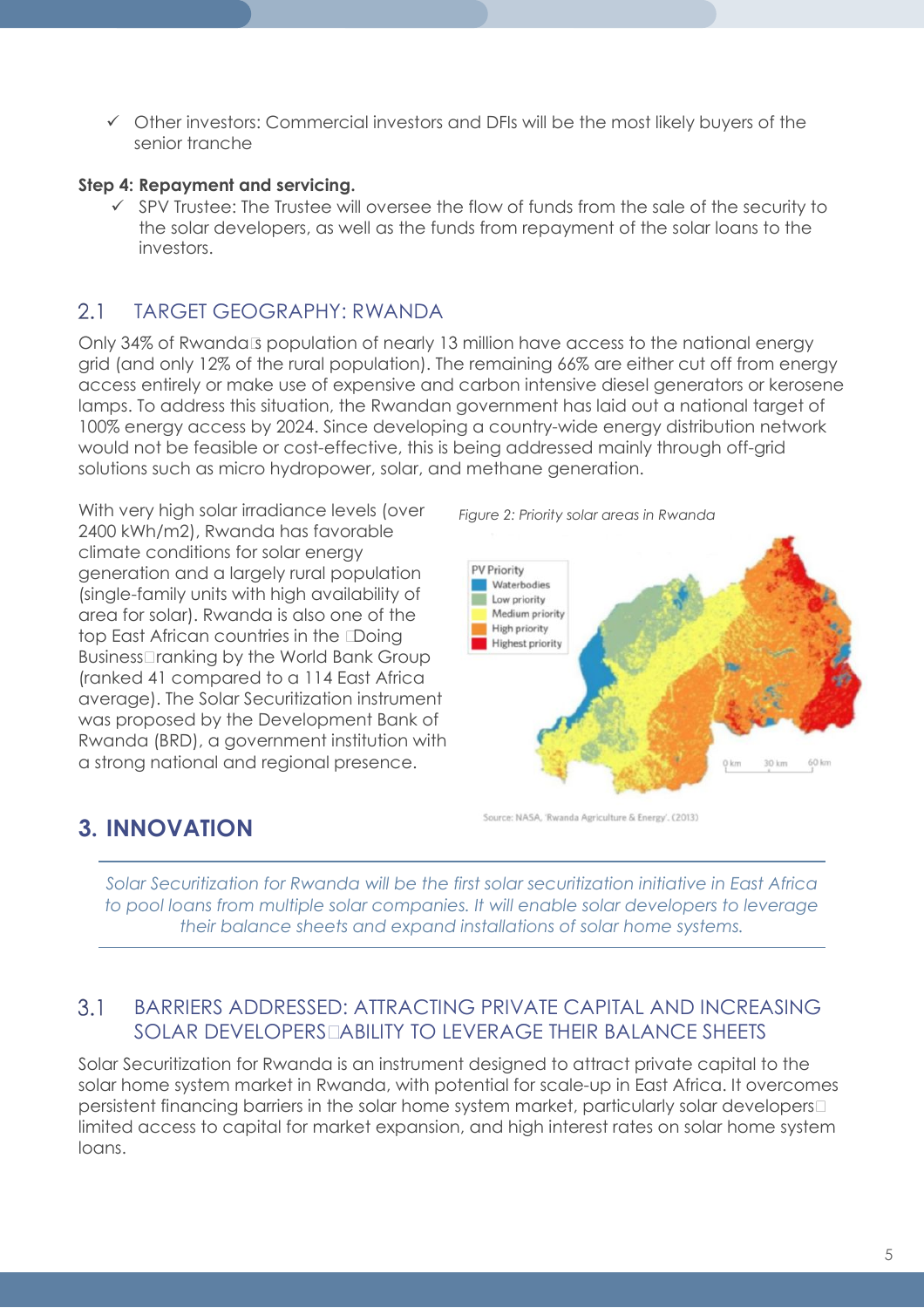- ✓ Other investors: Commercial investors and DFIs will be the most likely buyers of the senior tranche

**Step 4: Repayment and servicing.**

- ✓ SPV Trustee: The Trustee will oversee the flow of funds from the sale of the security to the solar developers, as well as the funds from repayment of the solar loans to the investors.

## 2.1 TARGET GEOGRAPHY: RWANDA

Only 34% of Rwanda's population of nearly 13 million have access to the national energy grid (and only 12% of the rural population). The remaining 66% are either cut off from energy access entirely or make use of expensive and carbon intensive diesel generators or kerosene lamps. To address this situation, the Rwandan government has laid out a national target of 100% energy access by 2024. Since developing a country-wide energy distribution network would not be feasible or cost-effective, this is being addressed mainly through off-grid solutions such as micro hydropower, solar, and methane generation.

With very high solar irradiance levels (over 2400 kWh/m2), Rwanda has favorable climate conditions for solar energy generation and a largely rural population (single-family units with high availability of area for solar). Rwanda is also one of the top East African countries in the 'Doing Business' ranking by the World Bank Group (ranked 41 compared to a 114 East Africa average). The Solar Securitization instrument was proposed by the Development Bank of Rwanda (BRD), a government institution with a strong national and regional presence.

*Figure 2: Priority solar areas in Rwanda*

Source: NASA, 'Rwanda Agriculture & Energy'. (2013)

# 3. INNOVATION

*Solar Securitization for Rwanda will be the first solar securitization initiative in East Africa to pool loans from multiple solar companies. It will enable solar developers to leverage their balance sheets and expand installations of solar home systems.*

## 3.1 BARRIERS ADDRESSED: ATTRACTING PRIVATE CAPITAL AND INCREASING SOLAR DEVELOPERS' ABILITY TO LEVERAGE THEIR BALANCE SHEETS

Solar Securitization for Rwanda is an instrument designed to attract private capital to the solar home system market in Rwanda, with potential for scale-up in East Africa. It overcomes persistent financing barriers in the solar home system market, particularly solar developers' limited access to capital for market expansion, and high interest rates on solar home system loans.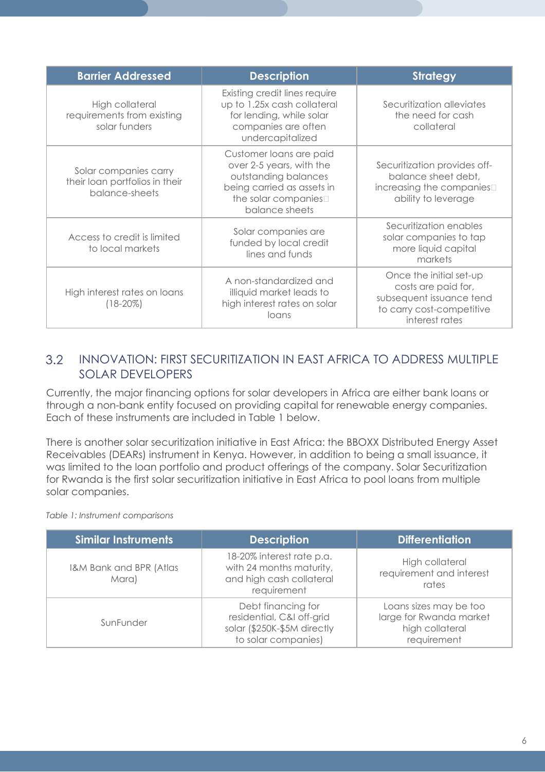| Barrier Addressed | Description | Strategy |
|---|---|---|
| High collateral requirements from existing solar funders | Existing credit lines require up to 1.25x cash collateral for lending, while solar companies are often undercapitalized | Securitization alleviates the need for cash collateral |
| Solar companies carry their loan portfolios in their balance-sheets | Customer loans are paid over 2-5 years, with the outstanding balances being carried as assets in the solar companies balance sheets | Securitization provides off-balance sheet debt, increasing the companies ability to leverage |
| Access to credit is limited to local markets | Solar companies are funded by local credit lines and funds | Securitization enables solar companies to tap more liquid capital markets |
| High interest rates on loans (18-20%) | A non-standardized and illiquid market leads to high interest rates on solar loans | Once the initial set-up costs are paid for, subsequent issuance tend to carry cost-competitive interest rates |

## 3.2 INNOVATION: FIRST SECURITIZATION IN EAST AFRICA TO ADDRESS MULTIPLE SOLAR DEVELOPERS

Currently, the major financing options for solar developers in Africa are either bank loans or through a non-bank entity focused on providing capital for renewable energy companies. Each of these instruments are included in Table 1 below.

There is another solar securitization initiative in East Africa: the BBOXX Distributed Energy Asset Receivables (DEARs) instrument in Kenya. However, in addition to being a small issuance, it was limited to the loan portfolio and product offerings of the company. Solar Securitization for Rwanda is the first solar securitization initiative in East Africa to pool loans from multiple solar companies.

*Table 1: Instrument comparisons*

| Similar Instruments | Description | Differentiation |
|---|---|---|
| I&M Bank and BPR (Atlas Mara) | 18-20% interest rate p.a. with 24 months maturity, and high cash collateral requirement | High collateral requirement and interest rates |
| SunFunder | Debt financing for residential, C&I off-grid solar ($250K-$5M directly to solar companies) | Loans sizes may be too large for Rwanda market high collateral requirement |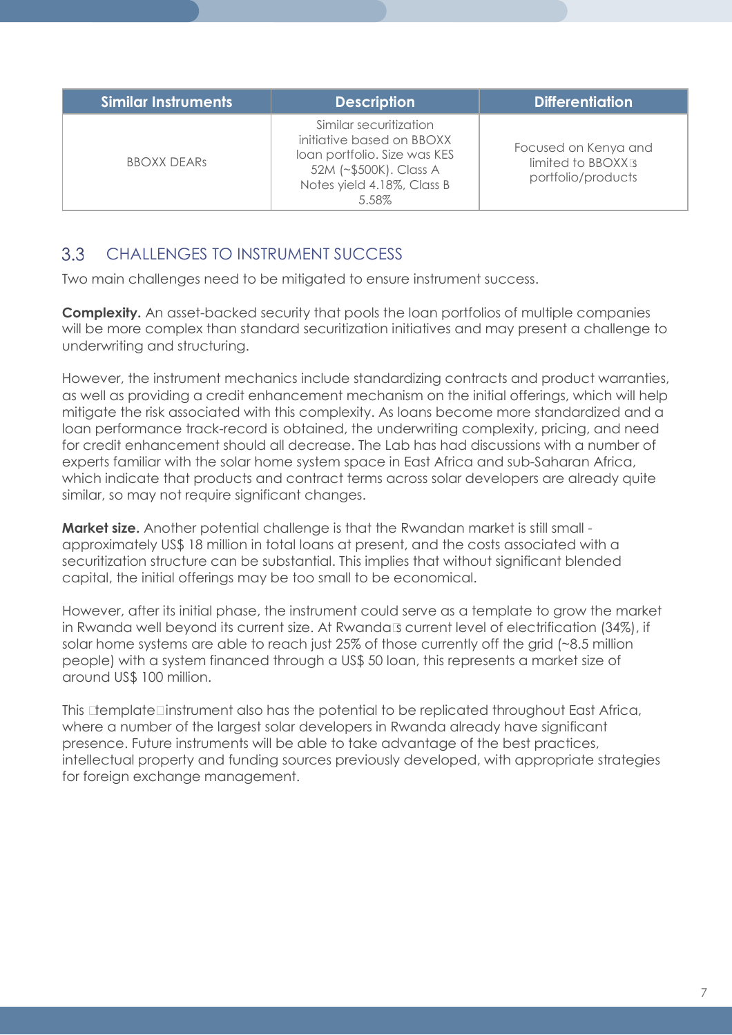| Similar Instruments | Description | Differentiation |
|---|---|---|
| BBOXX DEARs | Similar securitization initiative based on BBOXX loan portfolio. Size was KES 52M (~$500K). Class A Notes yield 4.18%, Class B 5.58% | Focused on Kenya and limited to BBOXX's portfolio/products |

## 3.3 CHALLENGES TO INSTRUMENT SUCCESS

Two main challenges need to be mitigated to ensure instrument success.

**Complexity.** An asset-backed security that pools the loan portfolios of multiple companies will be more complex than standard securitization initiatives and may present a challenge to underwriting and structuring.

However, the instrument mechanics include standardizing contracts and product warranties, as well as providing a credit enhancement mechanism on the initial offerings, which will help mitigate the risk associated with this complexity. As loans become more standardized and a loan performance track-record is obtained, the underwriting complexity, pricing, and need for credit enhancement should all decrease. The Lab has had discussions with a number of experts familiar with the solar home system space in East Africa and sub-Saharan Africa, which indicate that products and contract terms across solar developers are already quite similar, so may not require significant changes.

**Market size.** Another potential challenge is that the Rwandan market is still small - approximately US$ 18 million in total loans at present, and the costs associated with a securitization structure can be substantial. This implies that without significant blended capital, the initial offerings may be too small to be economical.

However, after its initial phase, the instrument could serve as a template to grow the market in Rwanda well beyond its current size. At Rwanda's current level of electrification (34%), if solar home systems are able to reach just 25% of those currently off the grid (~8.5 million people) with a system financed through a US$ 50 loan, this represents a market size of around US$ 100 million.

This "template" instrument also has the potential to be replicated throughout East Africa, where a number of the largest solar developers in Rwanda already have significant presence. Future instruments will be able to take advantage of the best practices, intellectual property and funding sources previously developed, with appropriate strategies for foreign exchange management.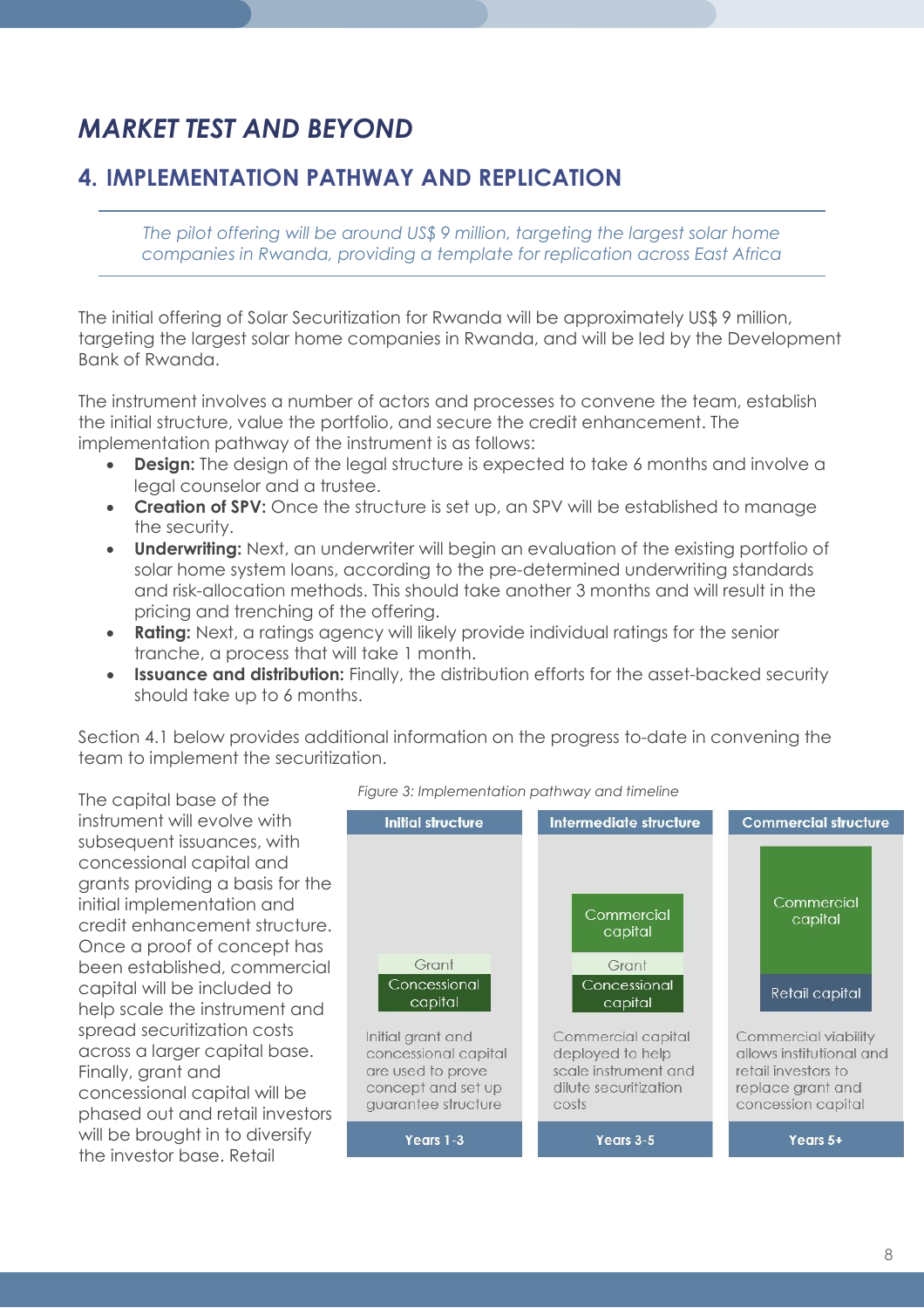# *MARKET TEST AND BEYOND*

## 4. IMPLEMENTATION PATHWAY AND REPLICATION

*The pilot offering will be around US$ 9 million, targeting the largest solar home companies in Rwanda, providing a template for replication across East Africa*

The initial offering of Solar Securitization for Rwanda will be approximately US$ 9 million, targeting the largest solar home companies in Rwanda, and will be led by the Development Bank of Rwanda.

The instrument involves a number of actors and processes to convene the team, establish the initial structure, value the portfolio, and secure the credit enhancement. The implementation pathway of the instrument is as follows:

- **Design:** The design of the legal structure is expected to take 6 months and involve a legal counselor and a trustee.
- **Creation of SPV:** Once the structure is set up, an SPV will be established to manage the security.
- **Underwriting:** Next, an underwriter will begin an evaluation of the existing portfolio of solar home system loans, according to the pre-determined underwriting standards and risk-allocation methods. This should take another 3 months and will result in the pricing and trenching of the offering.
- **Rating:** Next, a ratings agency will likely provide individual ratings for the senior tranche, a process that will take 1 month.
- **Issuance and distribution:** Finally, the distribution efforts for the asset-backed security should take up to 6 months.

Section 4.1 below provides additional information on the progress to-date in convening the team to implement the securitization.

The capital base of the instrument will evolve with subsequent issuances, with concessional capital and grants providing a basis for the initial implementation and credit enhancement structure. Once a proof of concept has been established, commercial capital will be included to help scale the instrument and spread securitization costs across a larger capital base. Finally, grant and concessional capital will be phased out and retail investors will be brought in to diversify the investor base. Retail

*Figure 3: Implementation pathway and timeline*

| Initial structure | Intermediate structure | Commercial structure |
|---|---|---|
| Grant; Concessional capital | Commercial capital; Grant; Concessional capital | Commercial capital; Retail capital |
| Initial grant and concessional capital are used to prove concept and set up guarantee structure | Commercial capital deployed to help scale instrument and dilute securitization costs | Commercial viability allows institutional and retail investors to replace grant and concession capital |
| Years 1-3 | Years 3-5 | Years 5+ |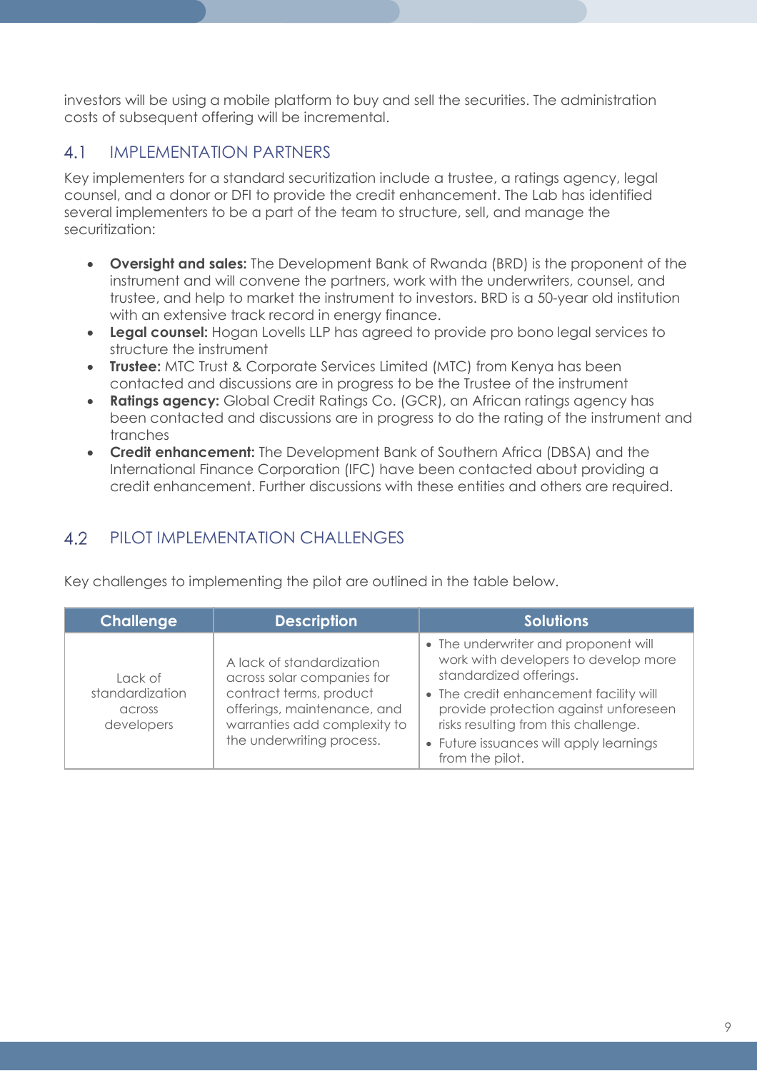investors will be using a mobile platform to buy and sell the securities. The administration costs of subsequent offering will be incremental.

## 4.1 IMPLEMENTATION PARTNERS

Key implementers for a standard securitization include a trustee, a ratings agency, legal counsel, and a donor or DFI to provide the credit enhancement. The Lab has identified several implementers to be a part of the team to structure, sell, and manage the securitization:

- **Oversight and sales:** The Development Bank of Rwanda (BRD) is the proponent of the instrument and will convene the partners, work with the underwriters, counsel, and trustee, and help to market the instrument to investors. BRD is a 50-year old institution with an extensive track record in energy finance.
- **Legal counsel:** Hogan Lovells LLP has agreed to provide pro bono legal services to structure the instrument
- **Trustee:** MTC Trust & Corporate Services Limited (MTC) from Kenya has been contacted and discussions are in progress to be the Trustee of the instrument
- **Ratings agency:** Global Credit Ratings Co. (GCR), an African ratings agency has been contacted and discussions are in progress to do the rating of the instrument and tranches
- **Credit enhancement:** The Development Bank of Southern Africa (DBSA) and the International Finance Corporation (IFC) have been contacted about providing a credit enhancement. Further discussions with these entities and others are required.

## 4.2 PILOT IMPLEMENTATION CHALLENGES

Key challenges to implementing the pilot are outlined in the table below.

| Challenge | Description | Solutions |
|---|---|---|
| Lack of standardization across developers | A lack of standardization across solar companies for contract terms, product offerings, maintenance, and warranties add complexity to the underwriting process. | • The underwriter and proponent will work with developers to develop more standardized offerings.<br>• The credit enhancement facility will provide protection against unforeseen risks resulting from this challenge.<br>• Future issuances will apply learnings from the pilot. |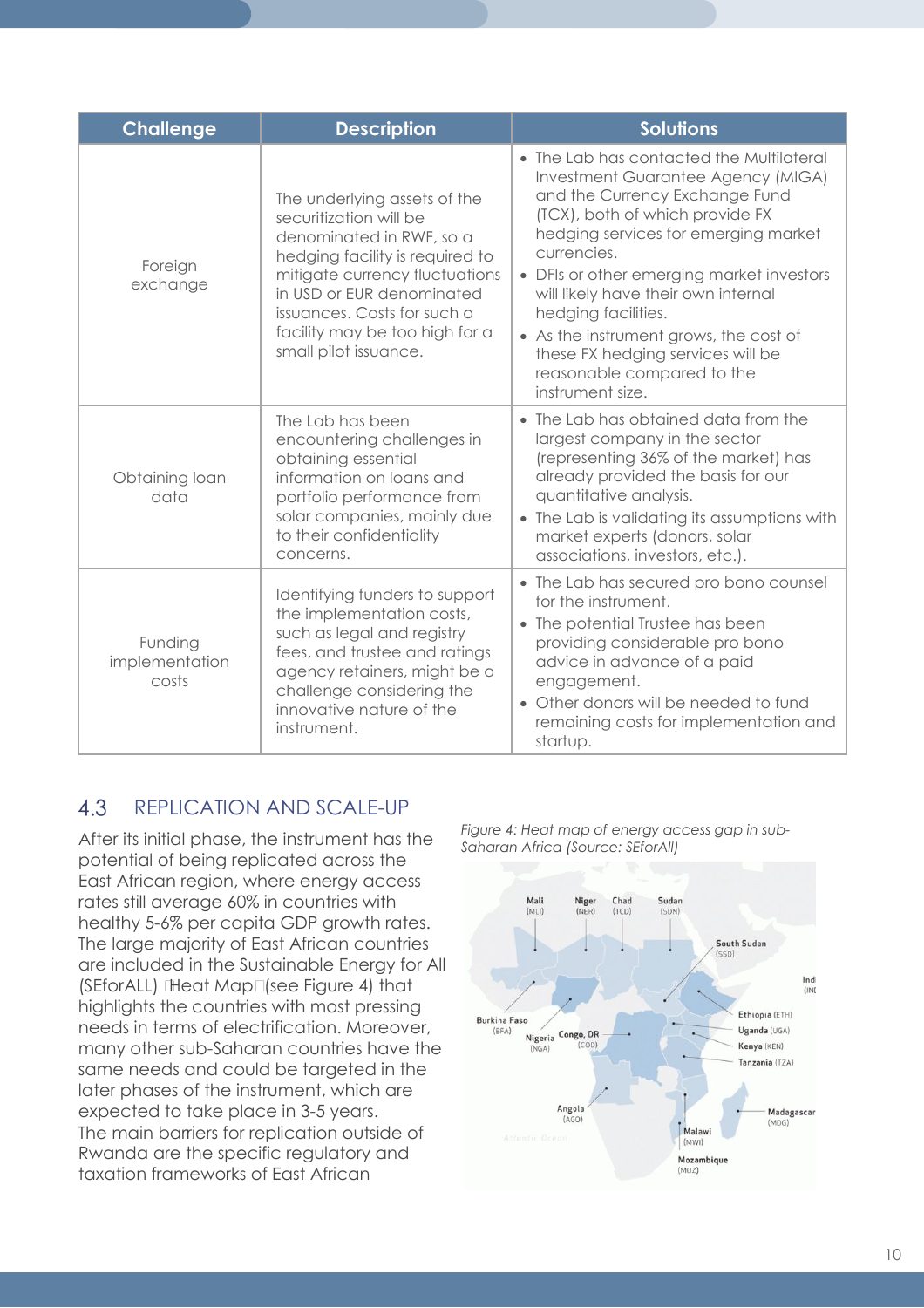| Challenge | Description | Solutions |
|---|---|---|
| Foreign exchange | The underlying assets of the securitization will be denominated in RWF, so a hedging facility is required to mitigate currency fluctuations in USD or EUR denominated issuances. Costs for such a facility may be too high for a small pilot issuance. | • The Lab has contacted the Multilateral Investment Guarantee Agency (MIGA) and the Currency Exchange Fund (TCX), both of which provide FX hedging services for emerging market currencies. • DFIs or other emerging market investors will likely have their own internal hedging facilities. • As the instrument grows, the cost of these FX hedging services will be reasonable compared to the instrument size. |
| Obtaining loan data | The Lab has been encountering challenges in obtaining essential information on loans and portfolio performance from solar companies, mainly due to their confidentiality concerns. | • The Lab has obtained data from the largest company in the sector (representing 36% of the market) has already provided the basis for our quantitative analysis. • The Lab is validating its assumptions with market experts (donors, solar associations, investors, etc.). |
| Funding implementation costs | Identifying funders to support the implementation costs, such as legal and registry fees, and trustee and ratings agency retainers, might be a challenge considering the innovative nature of the instrument. | • The Lab has secured pro bono counsel for the instrument. • The potential Trustee has been providing considerable pro bono advice in advance of a paid engagement. • Other donors will be needed to fund remaining costs for implementation and startup. |

## 4.3 REPLICATION AND SCALE-UP

After its initial phase, the instrument has the potential of being replicated across the East African region, where energy access rates still average 60% in countries with healthy 5-6% per capita GDP growth rates. The large majority of East African countries are included in the Sustainable Energy for All (SEforALL) "Heat Map" (see Figure 4) that highlights the countries with most pressing needs in terms of electrification. Moreover, many other sub-Saharan countries have the same needs and could be targeted in the later phases of the instrument, which are expected to take place in 3-5 years. The main barriers for replication outside of Rwanda are the specific regulatory and taxation frameworks of East African

*Figure 4: Heat map of energy access gap in sub-Saharan Africa (Source: SEforAll)*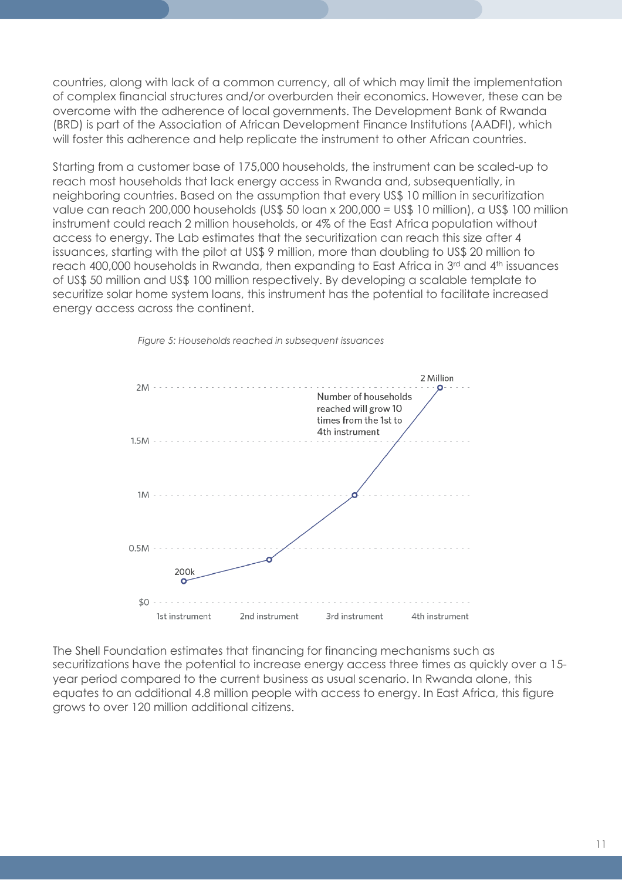countries, along with lack of a common currency, all of which may limit the implementation of complex financial structures and/or overburden their economics. However, these can be overcome with the adherence of local governments. The Development Bank of Rwanda (BRD) is part of the Association of African Development Finance Institutions (AADFI), which will foster this adherence and help replicate the instrument to other African countries.

Starting from a customer base of 175,000 households, the instrument can be scaled-up to reach most households that lack energy access in Rwanda and, subsequentially, in neighboring countries. Based on the assumption that every US$ 10 million in securitization value can reach 200,000 households (US$ 50 loan x 200,000 = US$ 10 million), a US$ 100 million instrument could reach 2 million households, or 4% of the East Africa population without access to energy. The Lab estimates that the securitization can reach this size after 4 issuances, starting with the pilot at US$ 9 million, more than doubling to US$ 20 million to reach 400,000 households in Rwanda, then expanding to East Africa in 3rd and 4th issuances of US$ 50 million and US$ 100 million respectively. By developing a scalable template to securitize solar home system loans, this instrument has the potential to facilitate increased energy access across the continent.

*Figure 5: Households reached in subsequent issuances*

The Shell Foundation estimates that financing for financing mechanisms such as securitizations have the potential to increase energy access three times as quickly over a 15-year period compared to the current business as usual scenario. In Rwanda alone, this equates to an additional 4.8 million people with access to energy. In East Africa, this figure grows to over 120 million additional citizens.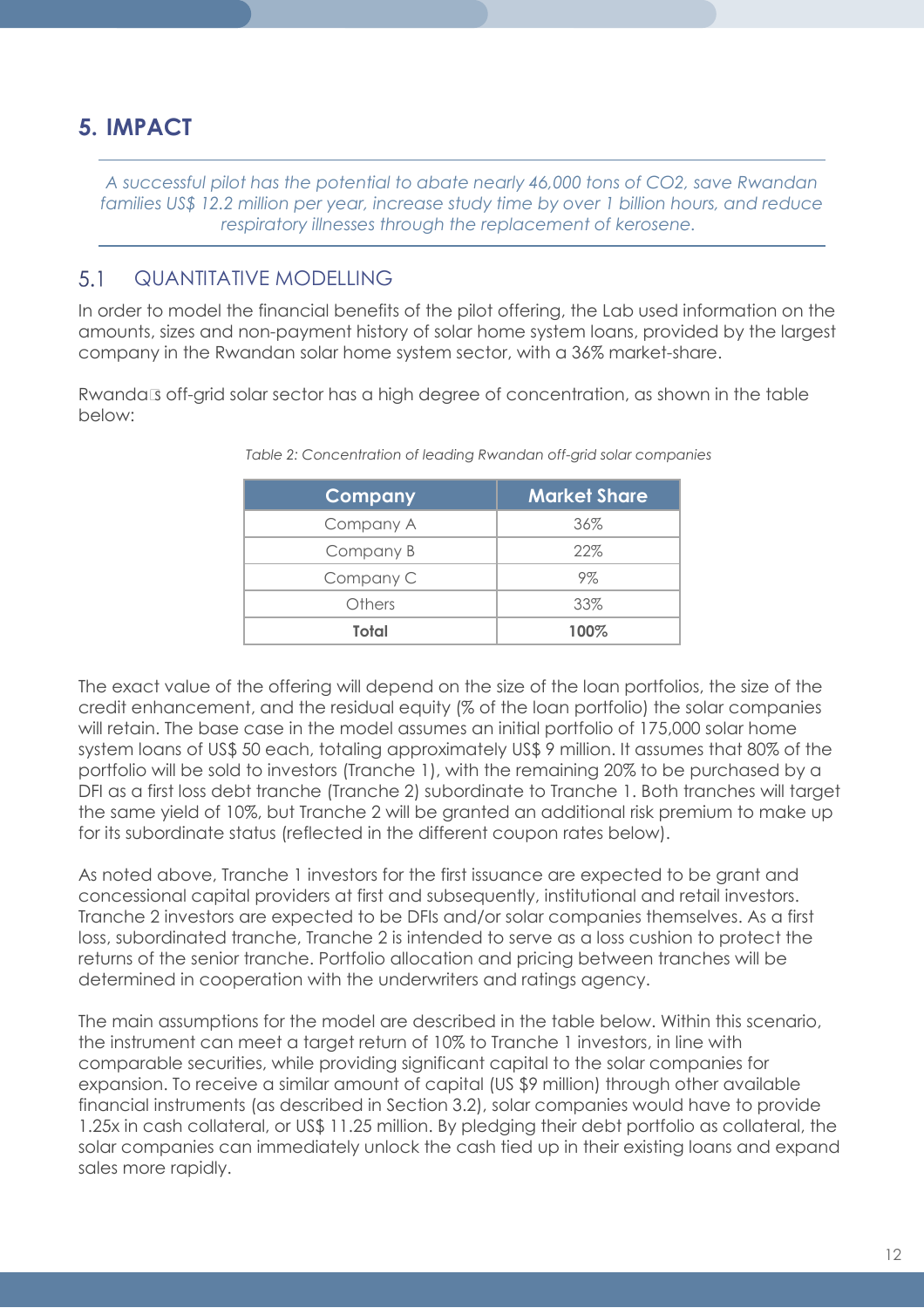## 5. IMPACT

*A successful pilot has the potential to abate nearly 46,000 tons of CO2, save Rwandan families US$ 12.2 million per year, increase study time by over 1 billion hours, and reduce respiratory illnesses through the replacement of kerosene.*

### 5.1 QUANTITATIVE MODELLING

In order to model the financial benefits of the pilot offering, the Lab used information on the amounts, sizes and non-payment history of solar home system loans, provided by the largest company in the Rwandan solar home system sector, with a 36% market-share.

Rwanda's off-grid solar sector has a high degree of concentration, as shown in the table below:

*Table 2: Concentration of leading Rwandan off-grid solar companies*

| Company | Market Share |
|---|---|
| Company A | 36% |
| Company B | 22% |
| Company C | 9% |
| Others | 33% |
| **Total** | **100%** |

The exact value of the offering will depend on the size of the loan portfolios, the size of the credit enhancement, and the residual equity (% of the loan portfolio) the solar companies will retain. The base case in the model assumes an initial portfolio of 175,000 solar home system loans of US$ 50 each, totaling approximately US$ 9 million. It assumes that 80% of the portfolio will be sold to investors (Tranche 1), with the remaining 20% to be purchased by a DFI as a first loss debt tranche (Tranche 2) subordinate to Tranche 1. Both tranches will target the same yield of 10%, but Tranche 2 will be granted an additional risk premium to make up for its subordinate status (reflected in the different coupon rates below).

As noted above, Tranche 1 investors for the first issuance are expected to be grant and concessional capital providers at first and subsequently, institutional and retail investors. Tranche 2 investors are expected to be DFIs and/or solar companies themselves. As a first loss, subordinated tranche, Tranche 2 is intended to serve as a loss cushion to protect the returns of the senior tranche. Portfolio allocation and pricing between tranches will be determined in cooperation with the underwriters and ratings agency.

The main assumptions for the model are described in the table below. Within this scenario, the instrument can meet a target return of 10% to Tranche 1 investors, in line with comparable securities, while providing significant capital to the solar companies for expansion. To receive a similar amount of capital (US $9 million) through other available financial instruments (as described in Section 3.2), solar companies would have to provide 1.25x in cash collateral, or US$ 11.25 million. By pledging their debt portfolio as collateral, the solar companies can immediately unlock the cash tied up in their existing loans and expand sales more rapidly.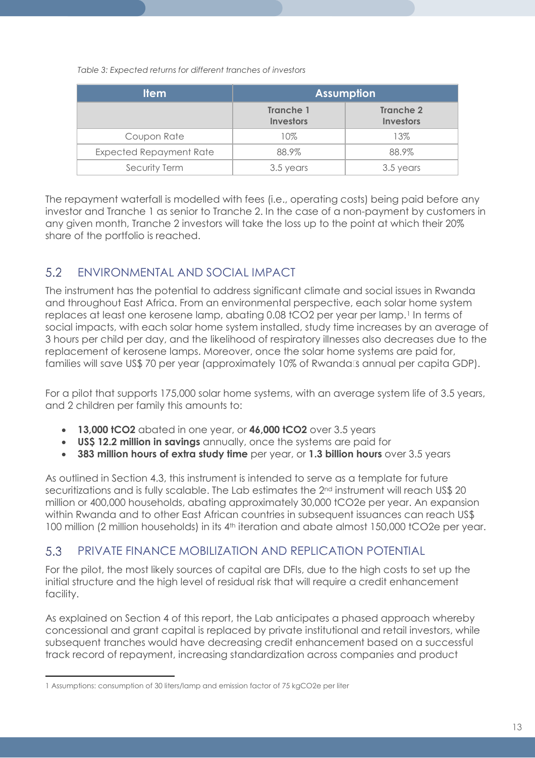*Table 3: Expected returns for different tranches of investors*

| Item | Assumption | |
|---|---|---|
| | Tranche 1 Investors | Tranche 2 Investors |
| Coupon Rate | 10% | 13% |
| Expected Repayment Rate | 88.9% | 88.9% |
| Security Term | 3.5 years | 3.5 years |

The repayment waterfall is modelled with fees (i.e., operating costs) being paid before any investor and Tranche 1 as senior to Tranche 2. In the case of a non-payment by customers in any given month, Tranche 2 investors will take the loss up to the point at which their 20% share of the portfolio is reached.

## 5.2 ENVIRONMENTAL AND SOCIAL IMPACT

The instrument has the potential to address significant climate and social issues in Rwanda and throughout East Africa. From an environmental perspective, each solar home system replaces at least one kerosene lamp, abating 0.08 $tCO_2$ per year per lamp.[1] In terms of social impacts, with each solar home system installed, study time increases by an average of 3 hours per child per day, and the likelihood of respiratory illnesses also decreases due to the replacement of kerosene lamps. Moreover, once the solar home systems are paid for, families will save US$ 70 per year (approximately 10% of Rwanda's annual per capita GDP).

For a pilot that supports 175,000 solar home systems, with an average system life of 3.5 years, and 2 children per family this amounts to:

- **13,000 $tCO_2$** abated in one year, or **46,000 $tCO_2$** over 3.5 years
- **US$ 12.2 million in savings** annually, once the systems are paid for
- **383 million hours of extra study time** per year, or **1.3 billion hours** over 3.5 years

As outlined in Section 4.3, this instrument is intended to serve as a template for future securitizations and is fully scalable. The Lab estimates the 2nd instrument will reach US$ 20 million or 400,000 households, abating approximately 30,000 $tCO_2e$ per year. An expansion within Rwanda and to other East African countries in subsequent issuances can reach US$ 100 million (2 million households) in its 4th iteration and abate almost 150,000 $tCO_2e$ per year.

## 5.3 PRIVATE FINANCE MOBILIZATION AND REPLICATION POTENTIAL

For the pilot, the most likely sources of capital are DFIs, due to the high costs to set up the initial structure and the high level of residual risk that will require a credit enhancement facility.

As explained on Section 4 of this report, the Lab anticipates a phased approach whereby concessional and grant capital is replaced by private institutional and retail investors, while subsequent tranches would have decreasing credit enhancement based on a successful track record of repayment, increasing standardization across companies and product

---

[1] Assumptions: consumption of 30 liters/lamp and emission factor of 75 $kgCO_2e$ per liter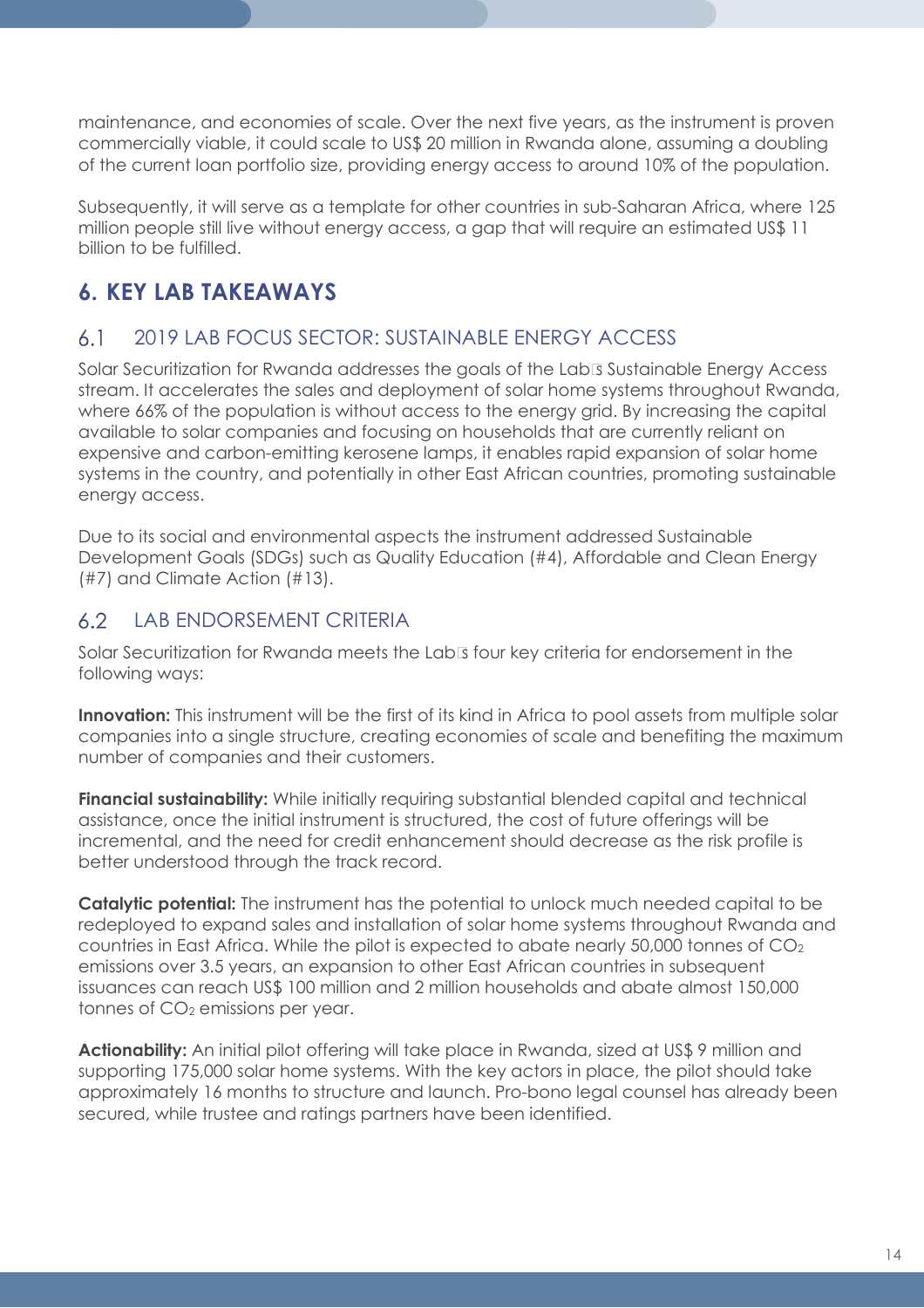maintenance, and economies of scale. Over the next five years, as the instrument is proven commercially viable, it could scale to US$ 20 million in Rwanda alone, assuming a doubling of the current loan portfolio size, providing energy access to around 10% of the population.

Subsequently, it will serve as a template for other countries in sub-Saharan Africa, where 125 million people still live without energy access, a gap that will require an estimated US$ 11 billion to be fulfilled.

# 6. KEY LAB TAKEAWAYS

## 6.1 2019 LAB FOCUS SECTOR: SUSTAINABLE ENERGY ACCESS

Solar Securitization for Rwanda addresses the goals of the Lab's Sustainable Energy Access stream. It accelerates the sales and deployment of solar home systems throughout Rwanda, where 66% of the population is without access to the energy grid. By increasing the capital available to solar companies and focusing on households that are currently reliant on expensive and carbon-emitting kerosene lamps, it enables rapid expansion of solar home systems in the country, and potentially in other East African countries, promoting sustainable energy access.

Due to its social and environmental aspects the instrument addressed Sustainable Development Goals (SDGs) such as Quality Education (#4), Affordable and Clean Energy (#7) and Climate Action (#13).

## 6.2 LAB ENDORSEMENT CRITERIA

Solar Securitization for Rwanda meets the Lab's four key criteria for endorsement in the following ways:

**Innovation:** This instrument will be the first of its kind in Africa to pool assets from multiple solar companies into a single structure, creating economies of scale and benefiting the maximum number of companies and their customers.

**Financial sustainability:** While initially requiring substantial blended capital and technical assistance, once the initial instrument is structured, the cost of future offerings will be incremental, and the need for credit enhancement should decrease as the risk profile is better understood through the track record.

**Catalytic potential:** The instrument has the potential to unlock much needed capital to be redeployed to expand sales and installation of solar home systems throughout Rwanda and countries in East Africa. While the pilot is expected to abate nearly 50,000 tonnes of $CO_2$ emissions over 3.5 years, an expansion to other East African countries in subsequent issuances can reach US$ 100 million and 2 million households and abate almost 150,000 tonnes of $CO_2$ emissions per year.

**Actionability:** An initial pilot offering will take place in Rwanda, sized at US$ 9 million and supporting 175,000 solar home systems. With the key actors in place, the pilot should take approximately 16 months to structure and launch. Pro-bono legal counsel has already been secured, while trustee and ratings partners have been identified.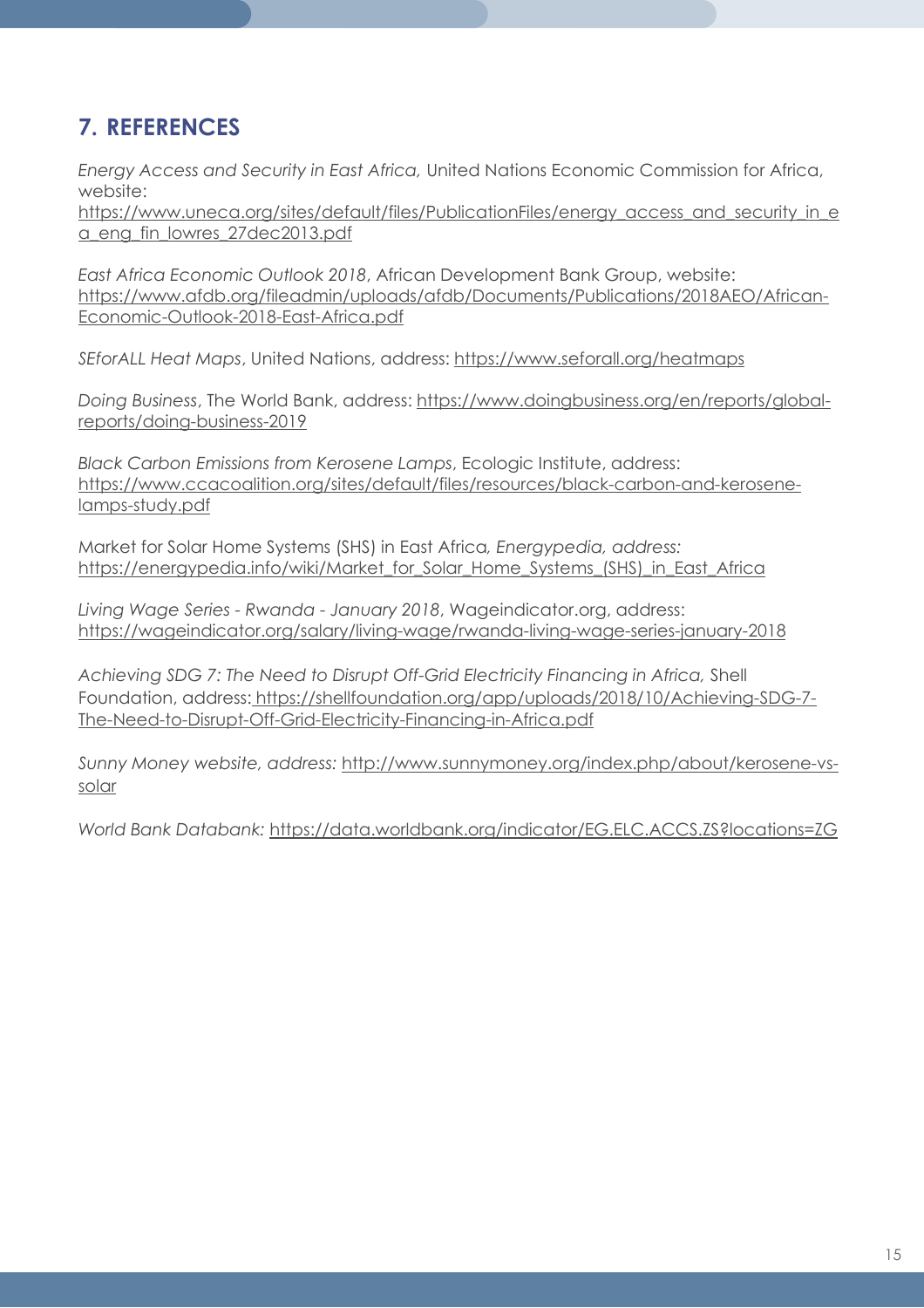## 7. REFERENCES

*Energy Access and Security in East Africa,* United Nations Economic Commission for Africa, website: https://www.uneca.org/sites/default/files/PublicationFiles/energy_access_and_security_in_ea_eng_fin_lowres_27dec2013.pdf

*East Africa Economic Outlook 2018*, African Development Bank Group, website: https://www.afdb.org/fileadmin/uploads/afdb/Documents/Publications/2018AEO/African-Economic-Outlook-2018-East-Africa.pdf

*SEforALL Heat Maps*, United Nations, address: https://www.seforall.org/heatmaps

*Doing Business*, The World Bank, address: https://www.doingbusiness.org/en/reports/global-reports/doing-business-2019

*Black Carbon Emissions from Kerosene Lamps*, Ecologic Institute, address: https://www.ccacoalition.org/sites/default/files/resources/black-carbon-and-kerosene-lamps-study.pdf

Market for Solar Home Systems (SHS) in East Africa*, Energypedia, address:* https://energypedia.info/wiki/Market_for_Solar_Home_Systems_(SHS)_in_East_Africa

*Living Wage Series - Rwanda - January 2018*, Wageindicator.org, address: https://wageindicator.org/salary/living-wage/rwanda-living-wage-series-january-2018

*Achieving SDG 7: The Need to Disrupt Off-Grid Electricity Financing in Africa,* Shell Foundation, address: https://shellfoundation.org/app/uploads/2018/10/Achieving-SDG-7-The-Need-to-Disrupt-Off-Grid-Electricity-Financing-in-Africa.pdf

*Sunny Money website, address:* http://www.sunnymoney.org/index.php/about/kerosene-vs-solar

*World Bank Databank:* https://data.worldbank.org/indicator/EG.ELC.ACCS.ZS?locations=ZG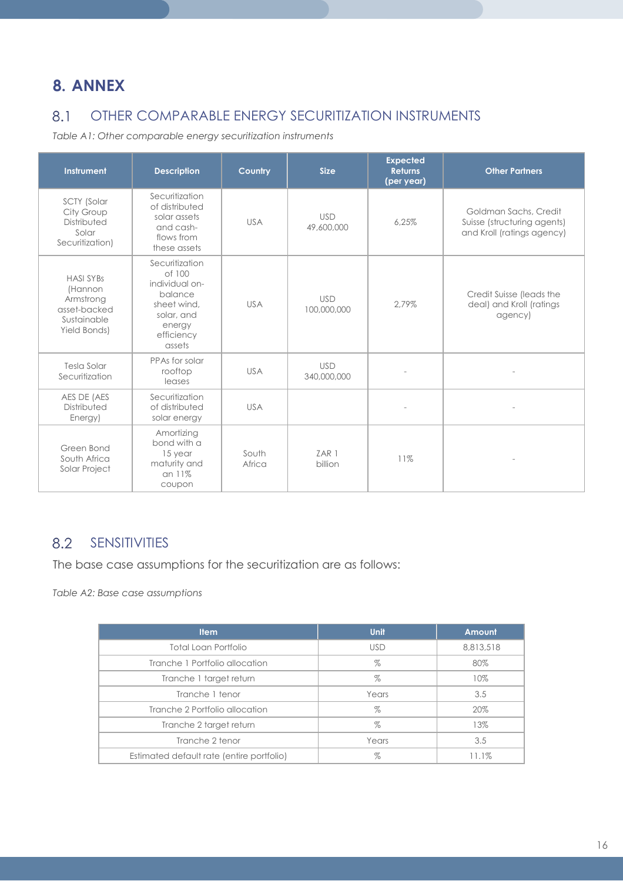# 8. ANNEX

## 8.1 OTHER COMPARABLE ENERGY SECURITIZATION INSTRUMENTS

*Table A1: Other comparable energy securitization instruments*

| Instrument | Description | Country | Size | Expected Returns (per year) | Other Partners |
|---|---|---|---|---|---|
| SCTY (Solar City Group Distributed Solar Securitization) | Securitization of distributed solar assets and cash-flows from these assets | USA | USD 49,600,000 | 6,25% | Goldman Sachs, Credit Suisse (structuring agents) and Kroll (ratings agency) |
| HASI SYBs (Hannon Armstrong asset-backed Sustainable Yield Bonds) | Securitization of 100 individual on-balance sheet wind, solar, and energy efficiency assets | USA | USD 100,000,000 | 2,79% | Credit Suisse (leads the deal) and Kroll (ratings agency) |
| Tesla Solar Securitization | PPAs for solar rooftop leases | USA | USD 340,000,000 | - | - |
| AES DE (AES Distributed Energy) | Securitization of distributed solar energy | USA | | - | - |
| Green Bond South Africa Solar Project | Amortizing bond with a 15 year maturity and an 11% coupon | South Africa | ZAR 1 billion | 11% | - |

## 8.2 SENSITIVITIES

The base case assumptions for the securitization are as follows:

*Table A2: Base case assumptions*

| Item | Unit | Amount |
|---|---|---|
| Total Loan Portfolio | USD | 8,813,518 |
| Tranche 1 Portfolio allocation | % | 80% |
| Tranche 1 target return | % | 10% |
| Tranche 1 tenor | Years | 3.5 |
| Tranche 2 Portfolio allocation | % | 20% |
| Tranche 2 target return | % | 13% |
| Tranche 2 tenor | Years | 3.5 |
| Estimated default rate (entire portfolio) | % | 11.1% |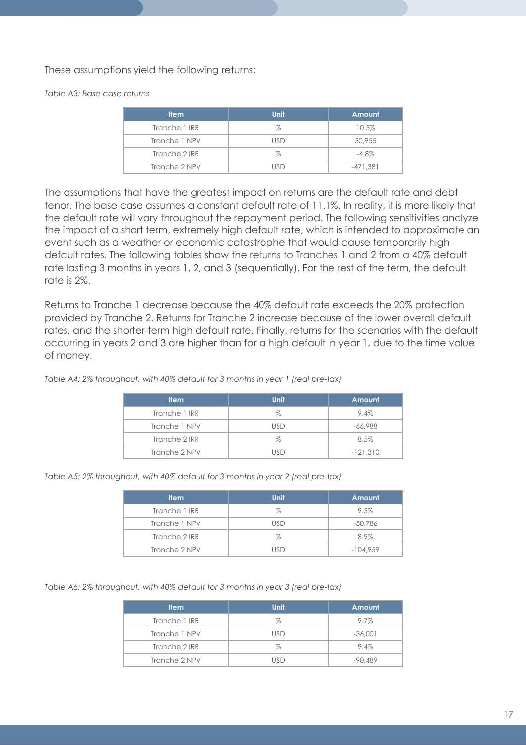These assumptions yield the following returns:

*Table A3: Base case returns*

| Item | Unit | Amount |
|---|---|---|
| Tranche 1 IRR | % | 10.5% |
| Tranche 1 NPV | USD | 50,955 |
| Tranche 2 IRR | % | -4.8% |
| Tranche 2 NPV | USD | -471,381 |

The assumptions that have the greatest impact on returns are the default rate and debt tenor. The base case assumes a constant default rate of 11.1%. In reality, it is more likely that the default rate will vary throughout the repayment period. The following sensitivities analyze the impact of a short term, extremely high default rate, which is intended to approximate an event such as a weather or economic catastrophe that would cause temporarily high default rates. The following tables show the returns to Tranches 1 and 2 from a 40% default rate lasting 3 months in years 1, 2, and 3 (sequentially). For the rest of the term, the default rate is 2%.

Returns to Tranche 1 decrease because the 40% default rate exceeds the 20% protection provided by Tranche 2. Returns for Tranche 2 increase because of the lower overall default rates, and the shorter-term high default rate. Finally, returns for the scenarios with the default occurring in years 2 and 3 are higher than for a high default in year 1, due to the time value of money.

*Table A4: 2% throughout, with 40% default for 3 months in year 1 (real pre-tax)*

| Item | Unit | Amount |
|---|---|---|
| Tranche 1 IRR | % | 9.4% |
| Tranche 1 NPV | USD | -66,988 |
| Tranche 2 IRR | % | 8.5% |
| Tranche 2 NPV | USD | -121,310 |

*Table A5: 2% throughout, with 40% default for 3 months in year 2 (real pre-tax)*

| Item | Unit | Amount |
|---|---|---|
| Tranche 1 IRR | % | 9.5% |
| Tranche 1 NPV | USD | -50,786 |
| Tranche 2 IRR | % | 8.9% |
| Tranche 2 NPV | USD | -104,959 |

*Table A6: 2% throughout, with 40% default for 3 months in year 3 (real pre-tax)*

| Item | Unit | Amount |
|---|---|---|
| Tranche 1 IRR | % | 9.7% |
| Tranche 1 NPV | USD | -36,001 |
| Tranche 2 IRR | % | 9.4% |
| Tranche 2 NPV | USD | -90,489 |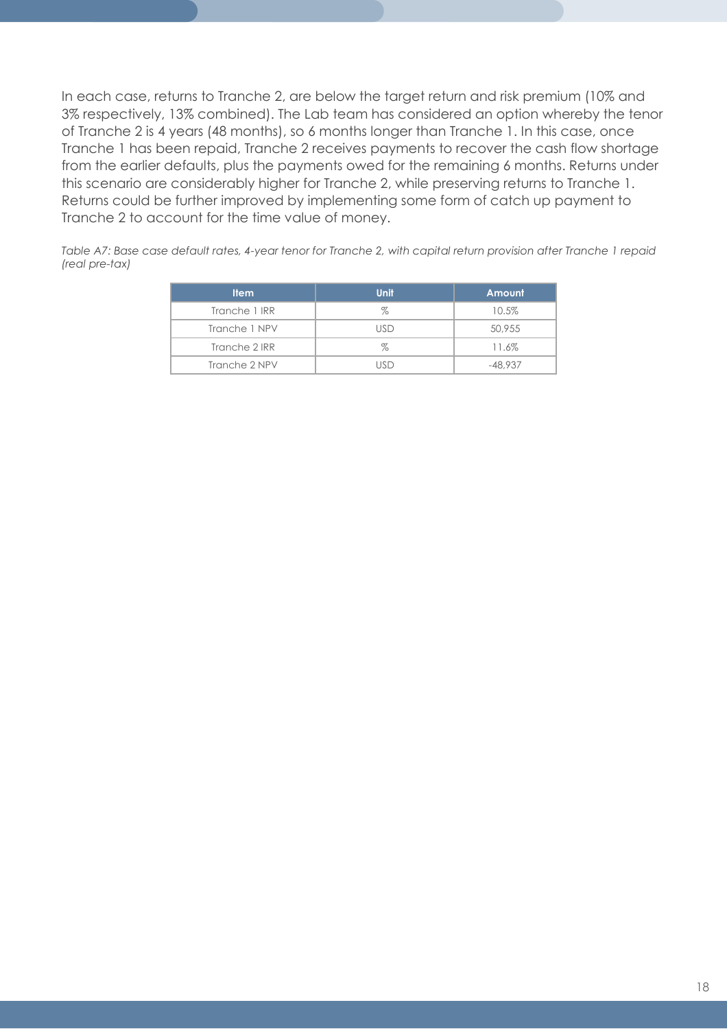In each case, returns to Tranche 2, are below the target return and risk premium (10% and 3% respectively, 13% combined). The Lab team has considered an option whereby the tenor of Tranche 2 is 4 years (48 months), so 6 months longer than Tranche 1. In this case, once Tranche 1 has been repaid, Tranche 2 receives payments to recover the cash flow shortage from the earlier defaults, plus the payments owed for the remaining 6 months. Returns under this scenario are considerably higher for Tranche 2, while preserving returns to Tranche 1. Returns could be further improved by implementing some form of catch up payment to Tranche 2 to account for the time value of money.

*Table A7: Base case default rates, 4-year tenor for Tranche 2, with capital return provision after Tranche 1 repaid (real pre-tax)*

| Item | Unit | Amount |
|---|---|---|
| Tranche 1 IRR | % | 10.5% |
| Tranche 1 NPV | USD | 50,955 |
| Tranche 2 IRR | % | 11.6% |
| Tranche 2 NPV | USD | -48,937 |